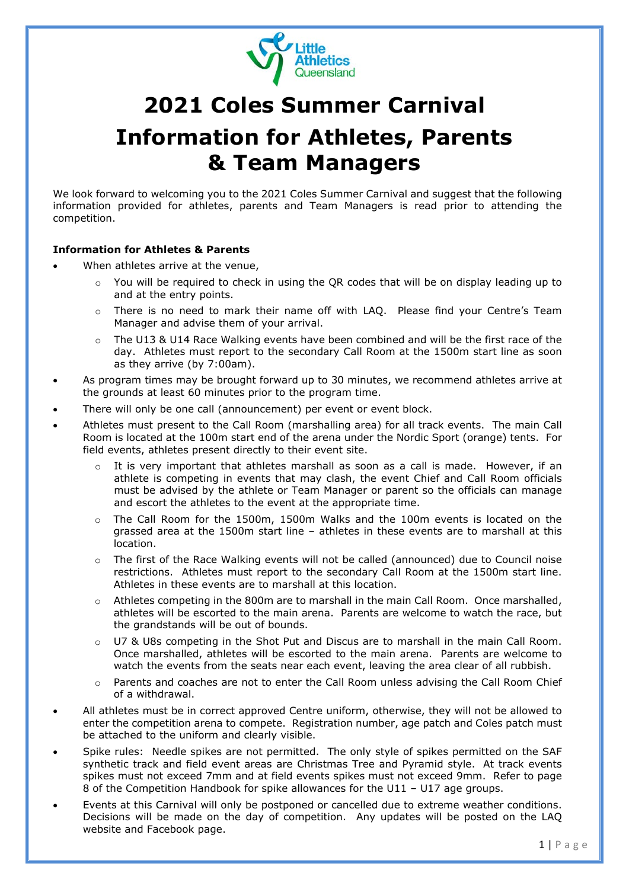# 2021 Coles Summer Carnival

# Information for Athletes, Parents & Team Managers

We look forward to welcoming you to the 2021 Coles Summer Carnival and suggest that the following information provided for athletes, parents and Team Managers is read prior to attending the competition.

**Information for Athletes & Parents**

- When athletes arrive at the venue,
  - You will be required to check in using the QR codes that will be on display leading up to and at the entry points.
  - There is no need to mark their name off with LAQ. Please find your Centre's Team Manager and advise them of your arrival.
  - The U13 & U14 Race Walking events have been combined and will be the first race of the day. Athletes must report to the secondary Call Room at the 1500m start line as soon as they arrive (by 7:00am).
- As program times may be brought forward up to 30 minutes, we recommend athletes arrive at the grounds at least 60 minutes prior to the program time.
- There will only be one call (announcement) per event or event block.
- Athletes must present to the Call Room (marshalling area) for all track events. The main Call Room is located at the 100m start end of the arena under the Nordic Sport (orange) tents. For field events, athletes present directly to their event site.
  - It is very important that athletes marshall as soon as a call is made. However, if an athlete is competing in events that may clash, the event Chief and Call Room officials must be advised by the athlete or Team Manager or parent so the officials can manage and escort the athletes to the event at the appropriate time.
  - The Call Room for the 1500m, 1500m Walks and the 100m events is located on the grassed area at the 1500m start line – athletes in these events are to marshall at this location.
  - The first of the Race Walking events will not be called (announced) due to Council noise restrictions. Athletes must report to the secondary Call Room at the 1500m start line. Athletes in these events are to marshall at this location.
  - Athletes competing in the 800m are to marshall in the main Call Room. Once marshalled, athletes will be escorted to the main arena. Parents are welcome to watch the race, but the grandstands will be out of bounds.
  - U7 & U8s competing in the Shot Put and Discus are to marshall in the main Call Room. Once marshalled, athletes will be escorted to the main arena. Parents are welcome to watch the events from the seats near each event, leaving the area clear of all rubbish.
  - Parents and coaches are not to enter the Call Room unless advising the Call Room Chief of a withdrawal.
- All athletes must be in correct approved Centre uniform, otherwise, they will not be allowed to enter the competition arena to compete. Registration number, age patch and Coles patch must be attached to the uniform and clearly visible.
- Spike rules: Needle spikes are not permitted. The only style of spikes permitted on the SAF synthetic track and field event areas are Christmas Tree and Pyramid style. At track events spikes must not exceed 7mm and at field events spikes must not exceed 9mm. Refer to page 8 of the Competition Handbook for spike allowances for the U11 – U17 age groups.
- Events at this Carnival will only be postponed or cancelled due to extreme weather conditions. Decisions will be made on the day of competition. Any updates will be posted on the LAQ website and Facebook page.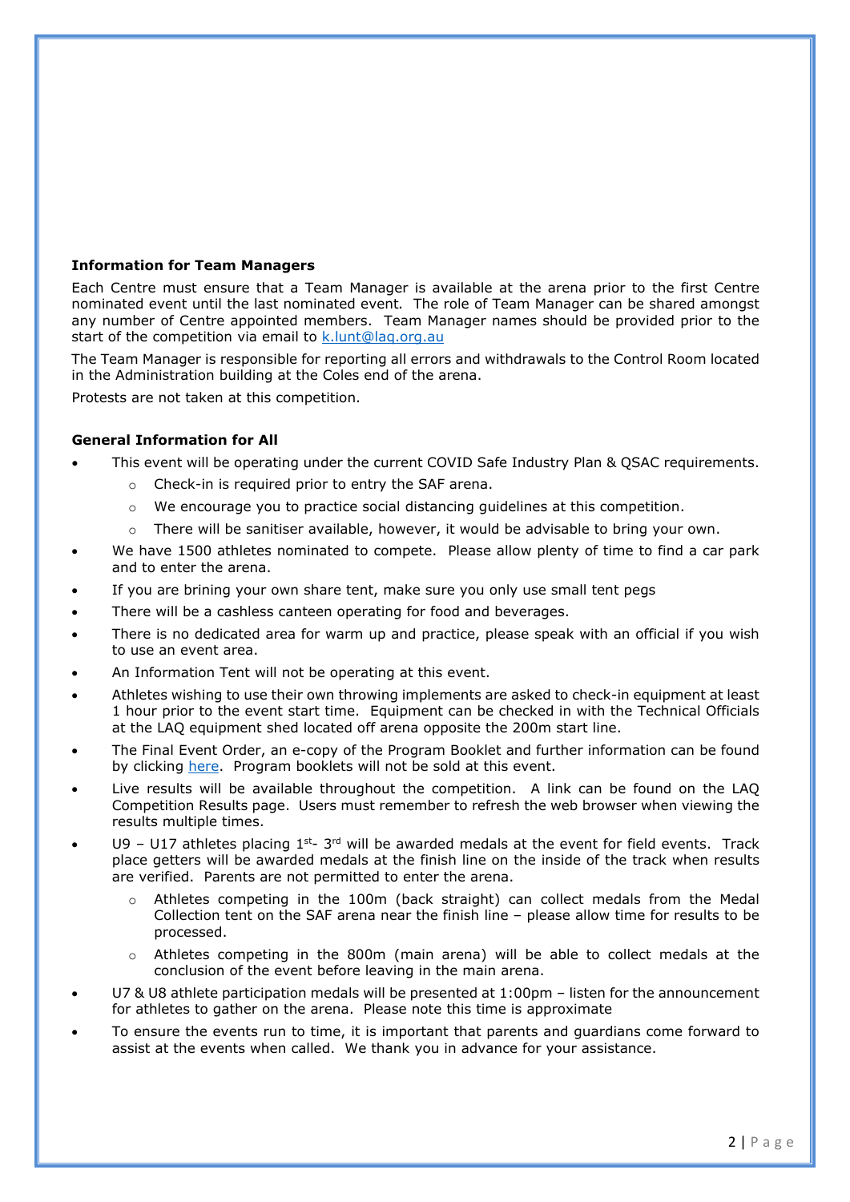**Information for Team Managers**

Each Centre must ensure that a Team Manager is available at the arena prior to the first Centre nominated event until the last nominated event. The role of Team Manager can be shared amongst any number of Centre appointed members. Team Manager names should be provided prior to the start of the competition via email to [k.lunt@laq.org.au](mailto:k.lunt@laq.org.au)

The Team Manager is responsible for reporting all errors and withdrawals to the Control Room located in the Administration building at the Coles end of the arena.

Protests are not taken at this competition.

**General Information for All**

- This event will be operating under the current COVID Safe Industry Plan & QSAC requirements.
  - Check-in is required prior to entry the SAF arena.
  - We encourage you to practice social distancing guidelines at this competition.
  - There will be sanitiser available, however, it would be advisable to bring your own.
- We have 1500 athletes nominated to compete. Please allow plenty of time to find a car park and to enter the arena.
- If you are brining your own share tent, make sure you only use small tent pegs
- There will be a cashless canteen operating for food and beverages.
- There is no dedicated area for warm up and practice, please speak with an official if you wish to use an event area.
- An Information Tent will not be operating at this event.
- Athletes wishing to use their own throwing implements are asked to check-in equipment at least 1 hour prior to the event start time. Equipment can be checked in with the Technical Officials at the LAQ equipment shed located off arena opposite the 200m start line.
- The Final Event Order, an e-copy of the Program Booklet and further information can be found by clicking here. Program booklets will not be sold at this event.
- Live results will be available throughout the competition. A link can be found on the LAQ Competition Results page. Users must remember to refresh the web browser when viewing the results multiple times.
- U9 – U17 athletes placing 1st- 3rd will be awarded medals at the event for field events. Track place getters will be awarded medals at the finish line on the inside of the track when results are verified. Parents are not permitted to enter the arena.
  - Athletes competing in the 100m (back straight) can collect medals from the Medal Collection tent on the SAF arena near the finish line – please allow time for results to be processed.
  - Athletes competing in the 800m (main arena) will be able to collect medals at the conclusion of the event before leaving in the main arena.
- U7 & U8 athlete participation medals will be presented at 1:00pm – listen for the announcement for athletes to gather on the arena. Please note this time is approximate
- To ensure the events run to time, it is important that parents and guardians come forward to assist at the events when called. We thank you in advance for your assistance.